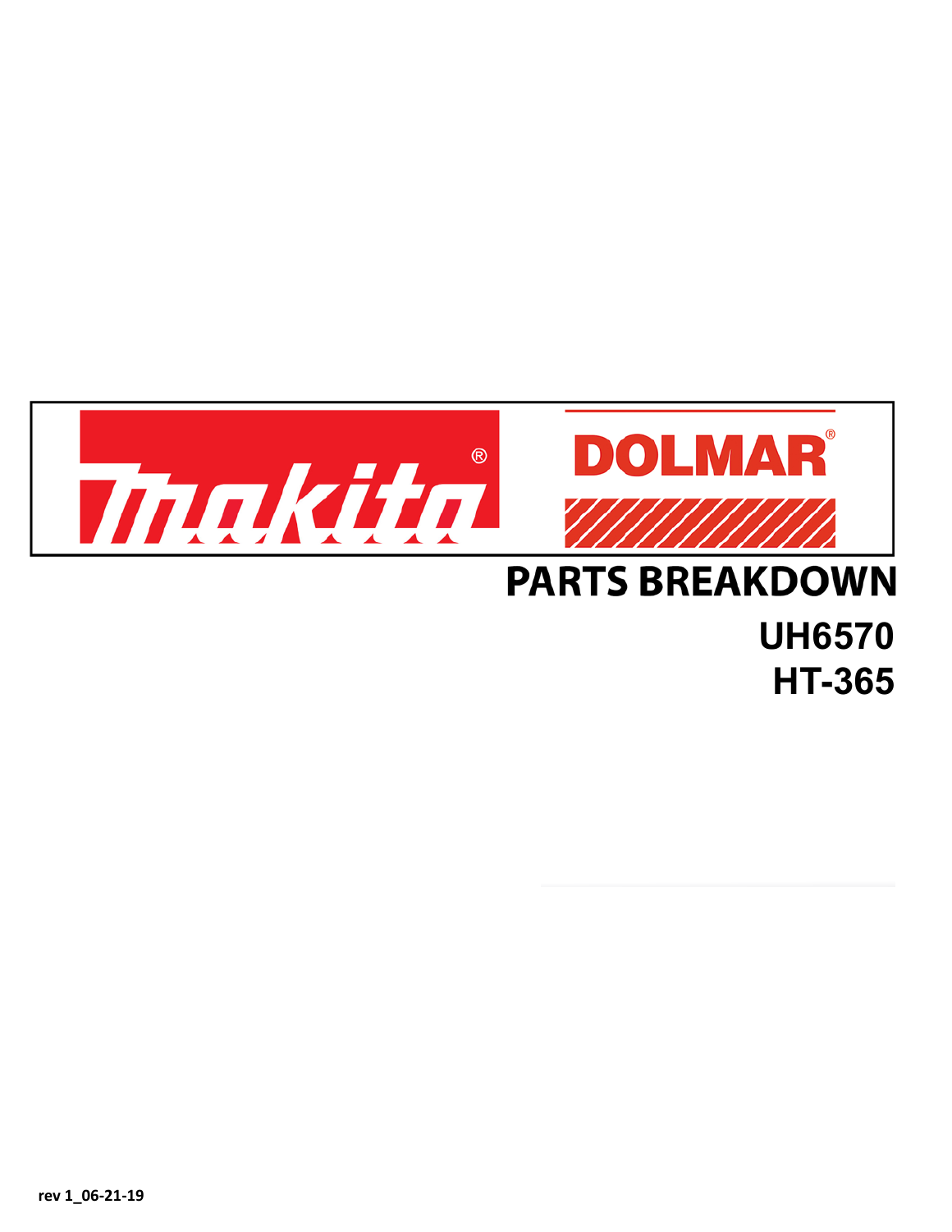Makita® DOLMAR®

# PARTS BREAKDOWN

## UH6570

## HT-365

rev 1_06-21-19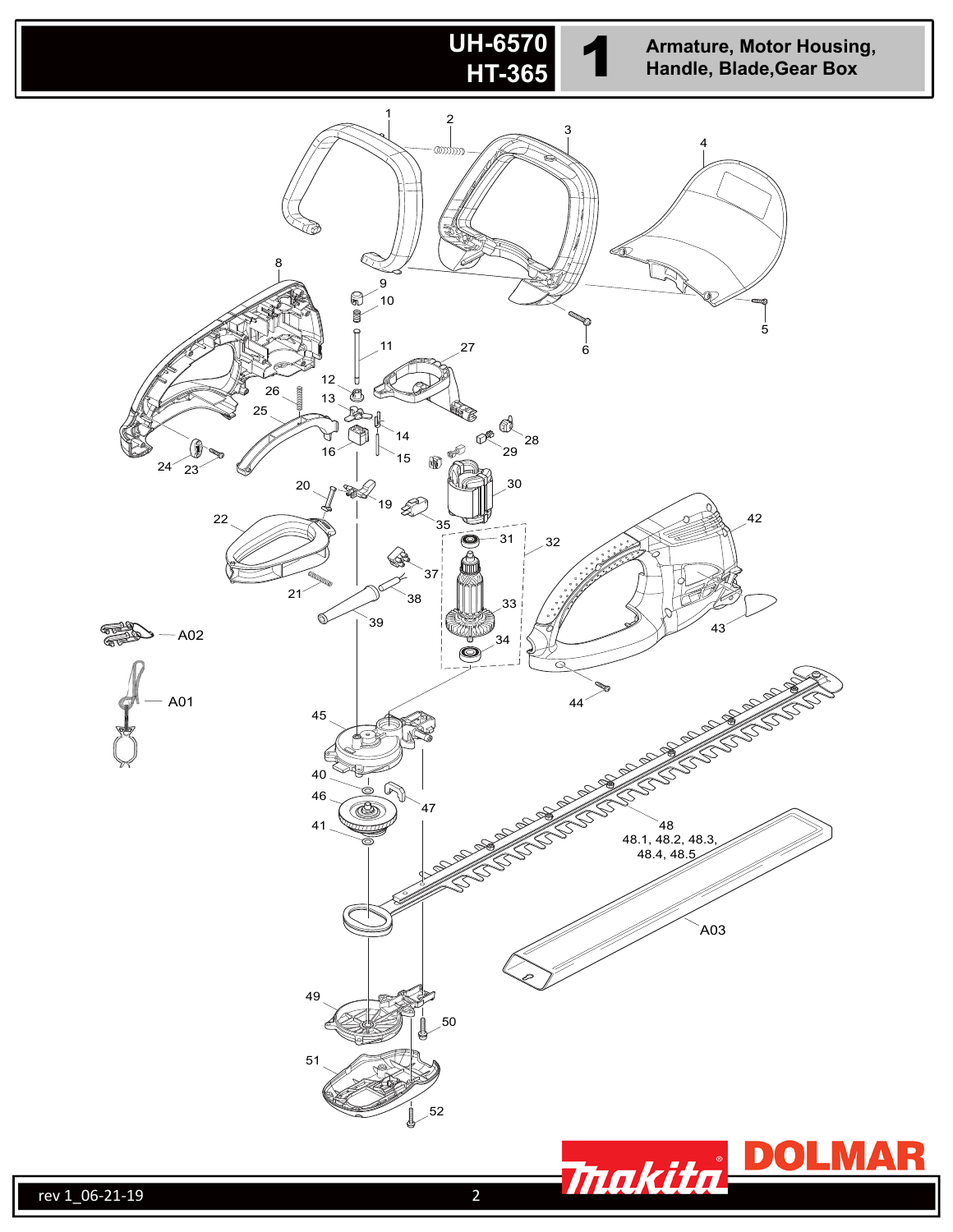# UH-6570 HT-365

## 1 Armature, Motor Housing, Handle, Blade,Gear Box

1, 2, 3, 4, 5, 6, 8, 9, 10, 11, 12, 13, 14, 15, 16, 19, 20, 21, 22, 23, 24, 25, 26, 27, 28, 29, 30, 31, 32, 33, 34, 35, 37, 38, 39, 40, 41, 42, 43, 44, 45, 46, 47, 48, 48.1, 48.2, 48.3, 48.4, 48.5, 49, 50, 51, 52, A01, A02, A03

rev 1_06-21-19

makita DOLMAR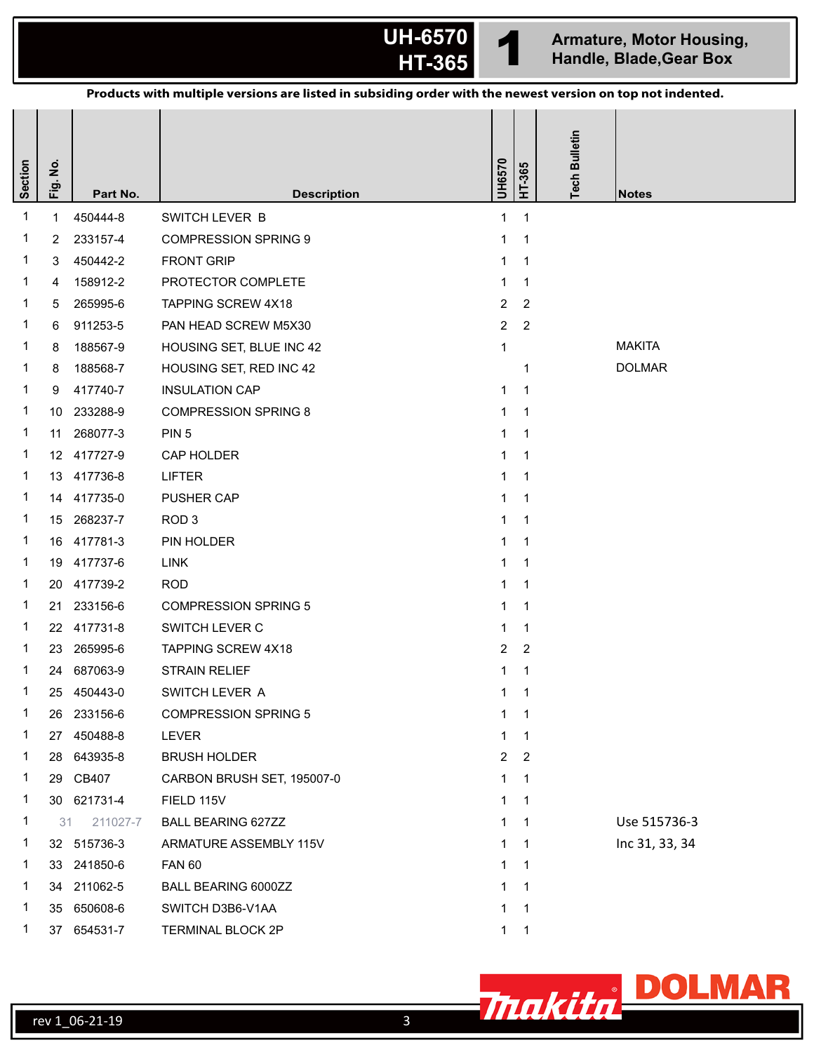# UH-6570 HT-365

## 1 Armature, Motor Housing, Handle, Blade,Gear Box

**Products with multiple versions are listed in subsiding order with the newest version on top not indented.**

| Section | Fig. No. | Part No. | Description | UH6570 | HT-365 | Tech Bulletin | Notes |
|---|---|---|---|---|---|---|---|
| 1 | 1 | 450444-8 | SWITCH LEVER B | 1 | 1 | | |
| 1 | 2 | 233157-4 | COMPRESSION SPRING 9 | 1 | 1 | | |
| 1 | 3 | 450442-2 | FRONT GRIP | 1 | 1 | | |
| 1 | 4 | 158912-2 | PROTECTOR COMPLETE | 1 | 1 | | |
| 1 | 5 | 265995-6 | TAPPING SCREW 4X18 | 2 | 2 | | |
| 1 | 6 | 911253-5 | PAN HEAD SCREW M5X30 | 2 | 2 | | |
| 1 | 8 | 188567-9 | HOUSING SET, BLUE INC 42 | 1 | | | MAKITA |
| 1 | 8 | 188568-7 | HOUSING SET, RED INC 42 | | 1 | | DOLMAR |
| 1 | 9 | 417740-7 | INSULATION CAP | 1 | 1 | | |
| 1 | 10 | 233288-9 | COMPRESSION SPRING 8 | 1 | 1 | | |
| 1 | 11 | 268077-3 | PIN 5 | 1 | 1 | | |
| 1 | 12 | 417727-9 | CAP HOLDER | 1 | 1 | | |
| 1 | 13 | 417736-8 | LIFTER | 1 | 1 | | |
| 1 | 14 | 417735-0 | PUSHER CAP | 1 | 1 | | |
| 1 | 15 | 268237-7 | ROD 3 | 1 | 1 | | |
| 1 | 16 | 417781-3 | PIN HOLDER | 1 | 1 | | |
| 1 | 19 | 417737-6 | LINK | 1 | 1 | | |
| 1 | 20 | 417739-2 | ROD | 1 | 1 | | |
| 1 | 21 | 233156-6 | COMPRESSION SPRING 5 | 1 | 1 | | |
| 1 | 22 | 417731-8 | SWITCH LEVER C | 1 | 1 | | |
| 1 | 23 | 265995-6 | TAPPING SCREW 4X18 | 2 | 2 | | |
| 1 | 24 | 687063-9 | STRAIN RELIEF | 1 | 1 | | |
| 1 | 25 | 450443-0 | SWITCH LEVER A | 1 | 1 | | |
| 1 | 26 | 233156-6 | COMPRESSION SPRING 5 | 1 | 1 | | |
| 1 | 27 | 450488-8 | LEVER | 1 | 1 | | |
| 1 | 28 | 643935-8 | BRUSH HOLDER | 2 | 2 | | |
| 1 | 29 | CB407 | CARBON BRUSH SET, 195007-0 | 1 | 1 | | |
| 1 | 30 | 621731-4 | FIELD 115V | 1 | 1 | | |
| 1 | 31 | 211027-7 | BALL BEARING 627ZZ | 1 | 1 | | Use 515736-3 |
| 1 | 32 | 515736-3 | ARMATURE ASSEMBLY 115V | 1 | 1 | | Inc 31, 33, 34 |
| 1 | 33 | 241850-6 | FAN 60 | 1 | 1 | | |
| 1 | 34 | 211062-5 | BALL BEARING 6000ZZ | 1 | 1 | | |
| 1 | 35 | 650608-6 | SWITCH D3B6-V1AA | 1 | 1 | | |
| 1 | 37 | 654531-7 | TERMINAL BLOCK 2P | 1 | 1 | | |

rev 1_06-21-19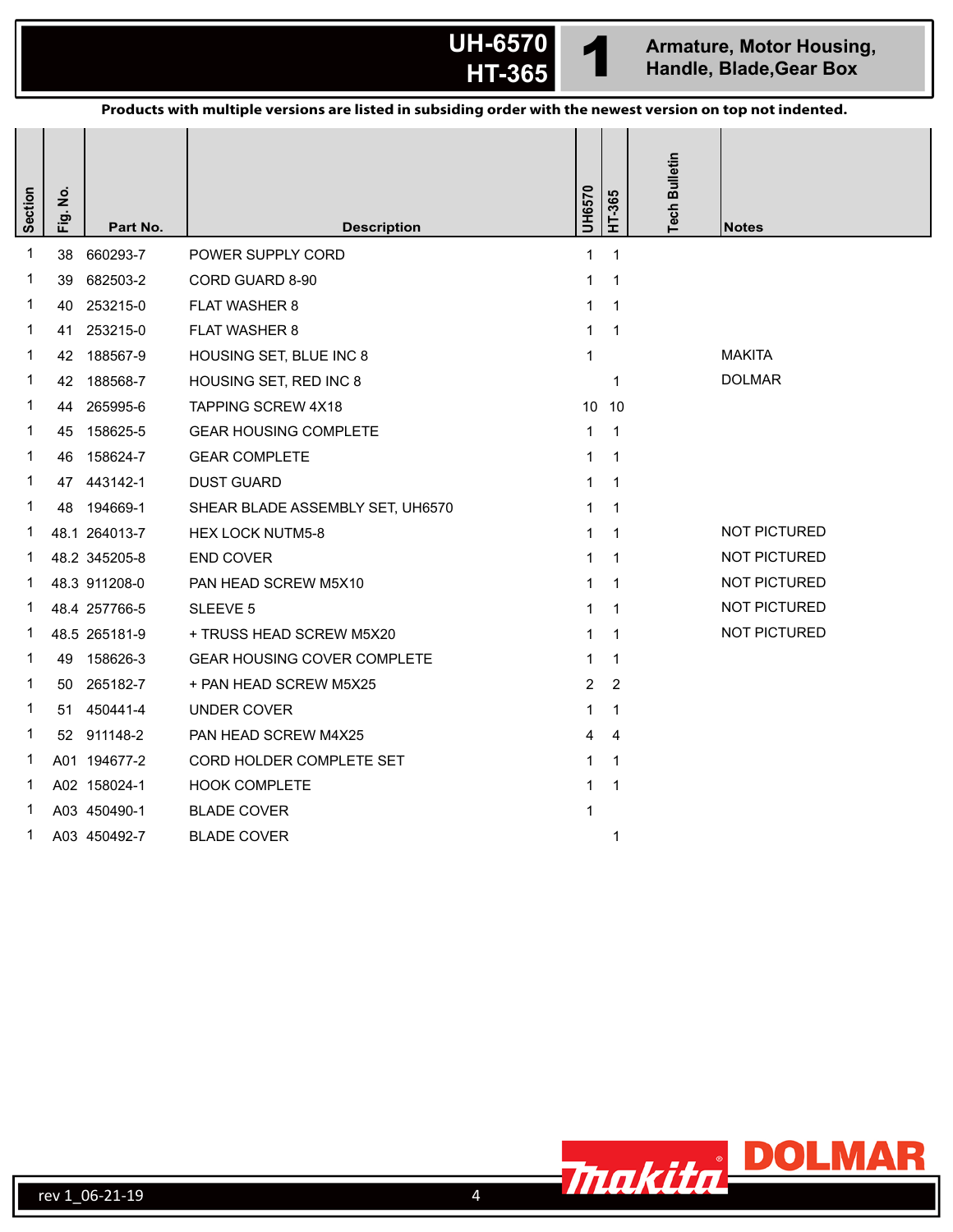# UH-6570 HT-365

## 1 Armature, Motor Housing, Handle, Blade,Gear Box

**Products with multiple versions are listed in subsiding order with the newest version on top not indented.**

| Section | Fig. No. | Part No. | Description | UH6570 | HT-365 | Tech Bulletin | Notes |
|---|---|---|---|---|---|---|---|
| 1 | 38 | 660293-7 | POWER SUPPLY CORD | 1 | 1 | | |
| 1 | 39 | 682503-2 | CORD GUARD 8-90 | 1 | 1 | | |
| 1 | 40 | 253215-0 | FLAT WASHER 8 | 1 | 1 | | |
| 1 | 41 | 253215-0 | FLAT WASHER 8 | 1 | 1 | | |
| 1 | 42 | 188567-9 | HOUSING SET, BLUE INC 8 | 1 | | | MAKITA |
| 1 | 42 | 188568-7 | HOUSING SET, RED INC 8 | | 1 | | DOLMAR |
| 1 | 44 | 265995-6 | TAPPING SCREW 4X18 | 10 | 10 | | |
| 1 | 45 | 158625-5 | GEAR HOUSING COMPLETE | 1 | 1 | | |
| 1 | 46 | 158624-7 | GEAR COMPLETE | 1 | 1 | | |
| 1 | 47 | 443142-1 | DUST GUARD | 1 | 1 | | |
| 1 | 48 | 194669-1 | SHEAR BLADE ASSEMBLY SET, UH6570 | 1 | 1 | | |
| 1 | 48.1 | 264013-7 | HEX LOCK NUTM5-8 | 1 | 1 | | NOT PICTURED |
| 1 | 48.2 | 345205-8 | END COVER | 1 | 1 | | NOT PICTURED |
| 1 | 48.3 | 911208-0 | PAN HEAD SCREW M5X10 | 1 | 1 | | NOT PICTURED |
| 1 | 48.4 | 257766-5 | SLEEVE 5 | 1 | 1 | | NOT PICTURED |
| 1 | 48.5 | 265181-9 | + TRUSS HEAD SCREW M5X20 | 1 | 1 | | NOT PICTURED |
| 1 | 49 | 158626-3 | GEAR HOUSING COVER COMPLETE | 1 | 1 | | |
| 1 | 50 | 265182-7 | + PAN HEAD SCREW M5X25 | 2 | 2 | | |
| 1 | 51 | 450441-4 | UNDER COVER | 1 | 1 | | |
| 1 | 52 | 911148-2 | PAN HEAD SCREW M4X25 | 4 | 4 | | |
| 1 | A01 | 194677-2 | CORD HOLDER COMPLETE SET | 1 | 1 | | |
| 1 | A02 | 158024-1 | HOOK COMPLETE | 1 | 1 | | |
| 1 | A03 | 450490-1 | BLADE COVER | 1 | | | |
| 1 | A03 | 450492-7 | BLADE COVER | | 1 | | |

rev 1_06-21-19